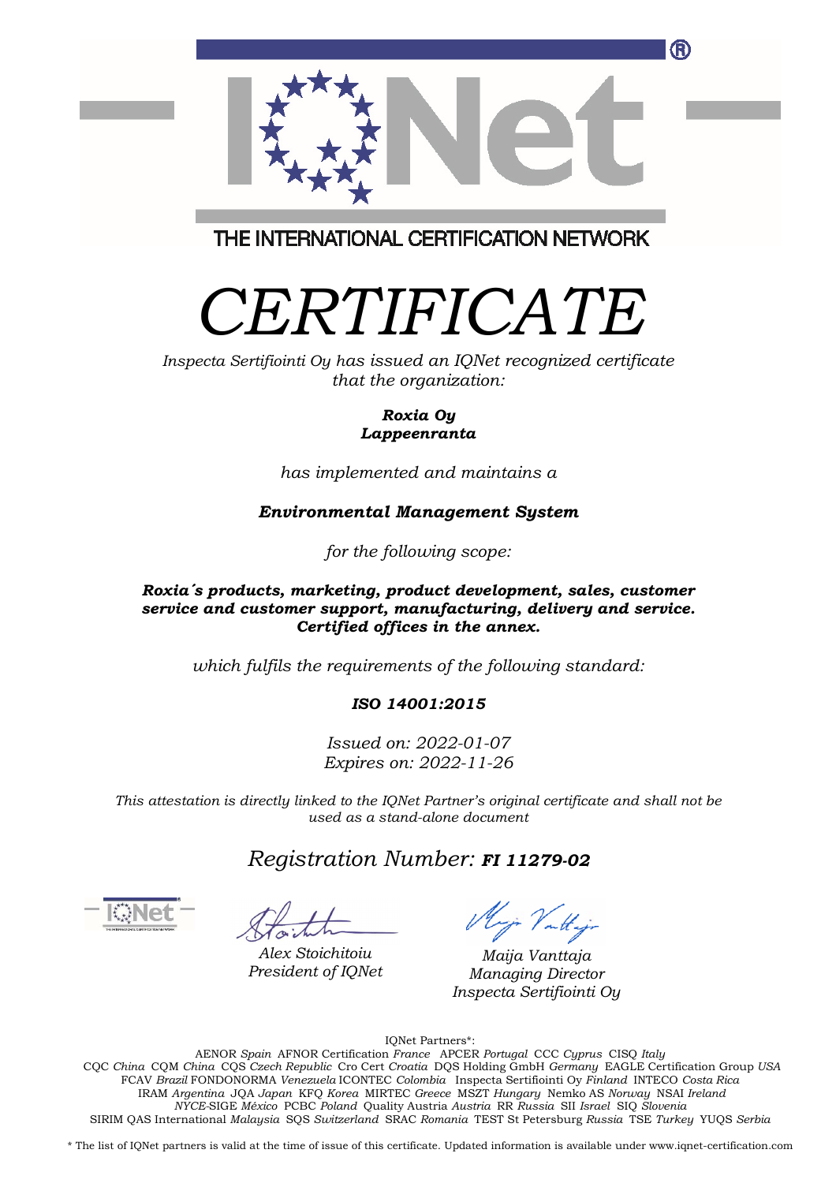THE INTERNATIONAL CERTIFICATION NETWORK

# *CERTIFICATE*

*Inspecta Sertifiointi Oy has issued an IQNet recognized certificate that the organization:*

***Roxia Oy***
***Lappeenranta***

*has implemented and maintains a*

***Environmental Management System***

*for the following scope:*

***Roxia´s products, marketing, product development, sales, customer service and customer support, manufacturing, delivery and service. Certified offices in the annex.***

*which fulfils the requirements of the following standard:*

***ISO 14001:2015***

*Issued on: 2022-01-07*
*Expires on: 2022-11-26*

*This attestation is directly linked to the IQNet Partner's original certificate and shall not be used as a stand-alone document*

## *Registration Number:* ***FI 11279-02***

*Alex Stoichitoiu*
*President of IQNet*

*Maija Vanttaja*
*Managing Director*
*Inspecta Sertifiointi Oy*

IQNet Partners*:
AENOR *Spain* AFNOR Certification *France* APCER *Portugal* CCC *Cyprus* CISQ *Italy*
CQC *China* CQM *China* CQS *Czech Republic* Cro Cert *Croatia* DQS Holding GmbH *Germany* EAGLE Certification Group *USA*
FCAV *Brazil* FONDONORMA *Venezuela* ICONTEC *Colombia* Inspecta Sertifiointi Oy *Finland* INTECO *Costa Rica*
IRAM *Argentina* JQA *Japan* KFQ *Korea* MIRTEC *Greece* MSZT *Hungary* Nemko AS *Norway* NSAI *Ireland*
*NYCE*-SIGE *México* PCBC *Poland* Quality Austria *Austria* RR *Russia* SII *Israel* SIQ *Slovenia*
SIRIM QAS International *Malaysia* SQS *Switzerland* SRAC *Romania* TEST St Petersburg *Russia* TSE *Turkey* YUQS *Serbia*

* The list of IQNet partners is valid at the time of issue of this certificate. Updated information is available under www.iqnet-certification.com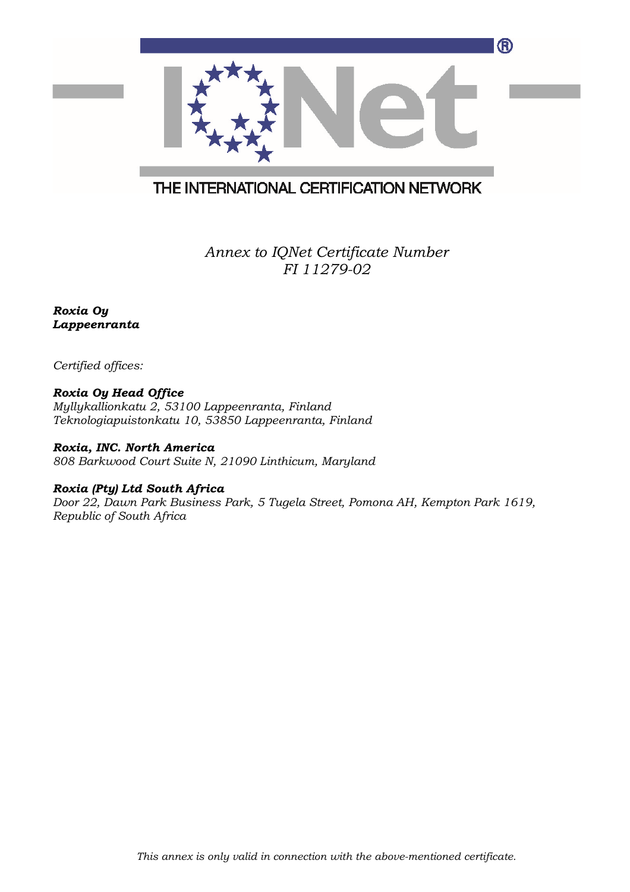THE INTERNATIONAL CERTIFICATION NETWORK

*Annex to IQNet Certificate Number*
*FI 11279-02*

***Roxia Oy***
***Lappeenranta***

*Certified offices:*

***Roxia Oy Head Office***
*Myllykallionkatu 2, 53100 Lappeenranta, Finland*
*Teknologiapuistonkatu 10, 53850 Lappeenranta, Finland*

***Roxia, INC. North America***
*808 Barkwood Court Suite N, 21090 Linthicum, Maryland*

***Roxia (Pty) Ltd South Africa***
*Door 22, Dawn Park Business Park, 5 Tugela Street, Pomona AH, Kempton Park 1619, Republic of South Africa*

*This annex is only valid in connection with the above-mentioned certificate.*